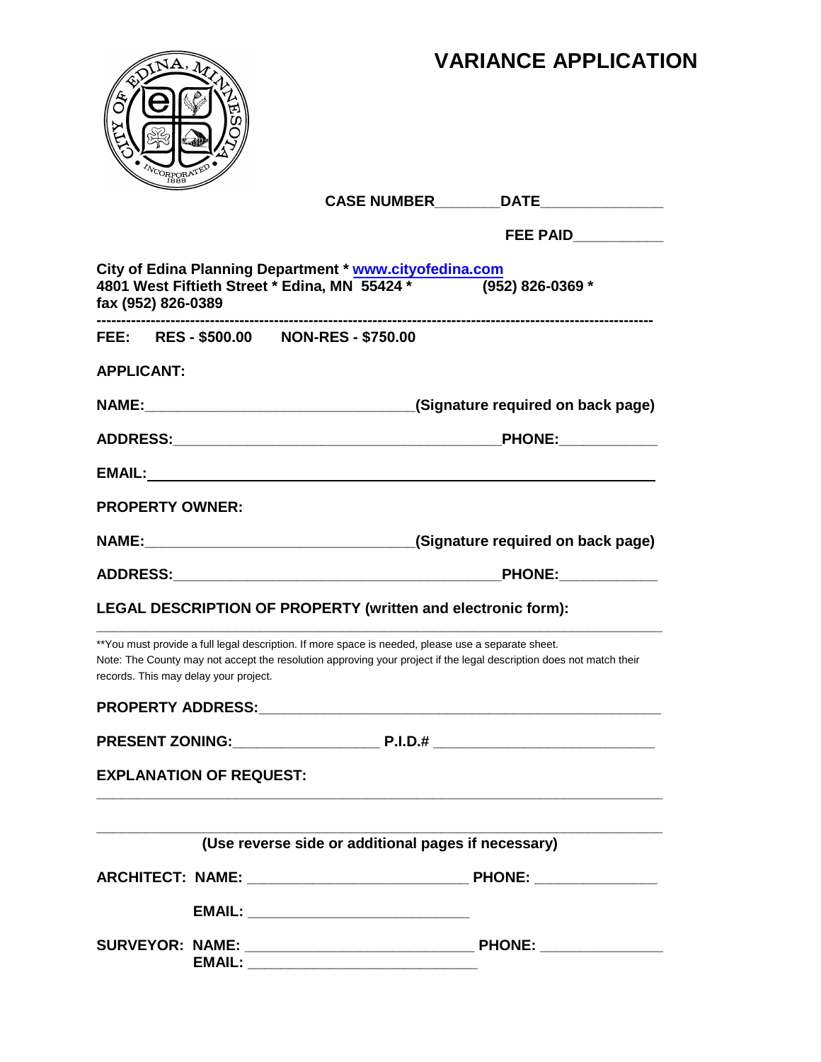# VARIANCE APPLICATION

**CASE NUMBER**________ **DATE**_______________

**FEE PAID**___________

**City of Edina Planning Department * www.cityofedina.com**
**4801 West Fiftieth Street * Edina, MN 55424 * (952) 826-0369 * fax (952) 826-0389**

---

**FEE: RES - $500.00 NON-RES - $750.00**

**APPLICANT:**

**NAME:**__________________________________**(Signature required on back page)**

**ADDRESS:**__________________________________________**PHONE:**____________

**EMAIL:**____________________________________________________________

**PROPERTY OWNER:**

**NAME:**__________________________________**(Signature required on back page)**

**ADDRESS:**__________________________________________**PHONE:**____________

**LEGAL DESCRIPTION OF PROPERTY (written and electronic form):**

______________________________________________________________________

**You must provide a full legal description. If more space is needed, please use a separate sheet.
Note: The County may not accept the resolution approving your project if the legal description does not match their records. This may delay your project.

**PROPERTY ADDRESS:**___________________________________________________

**PRESENT ZONING:**__________________ **P.I.D.#** ___________________________

**EXPLANATION OF REQUEST:**

______________________________________________________________________

______________________________________________________________________

**(Use reverse side or additional pages if necessary)**

**ARCHITECT: NAME:** ___________________________ **PHONE:** _______________

**EMAIL:** ___________________________

**SURVEYOR: NAME:** ___________________________ **PHONE:** _______________

**EMAIL:** ___________________________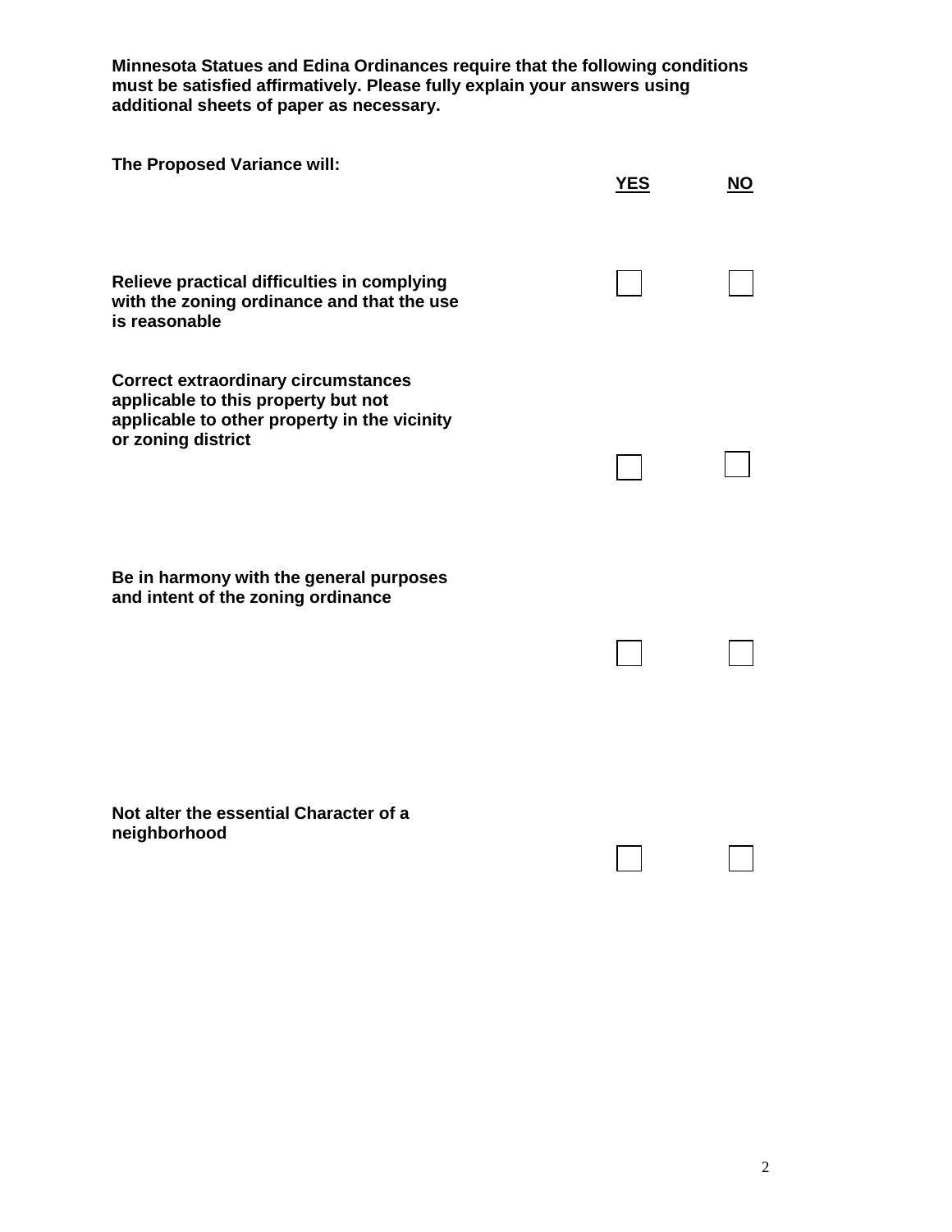**Minnesota Statues and Edina Ordinances require that the following conditions must be satisfied affirmatively. Please fully explain your answers using additional sheets of paper as necessary.**

| **The Proposed Variance will:** | **YES** | **NO** |
|---|---|---|
| **Relieve practical difficulties in complying with the zoning ordinance and that the use is reasonable** | ☐ | ☐ |
| **Correct extraordinary circumstances applicable to this property but not applicable to other property in the vicinity or zoning district** | ☐ | ☐ |
| **Be in harmony with the general purposes and intent of the zoning ordinance** | ☐ | ☐ |
| **Not alter the essential Character of a neighborhood** | ☐ | ☐ |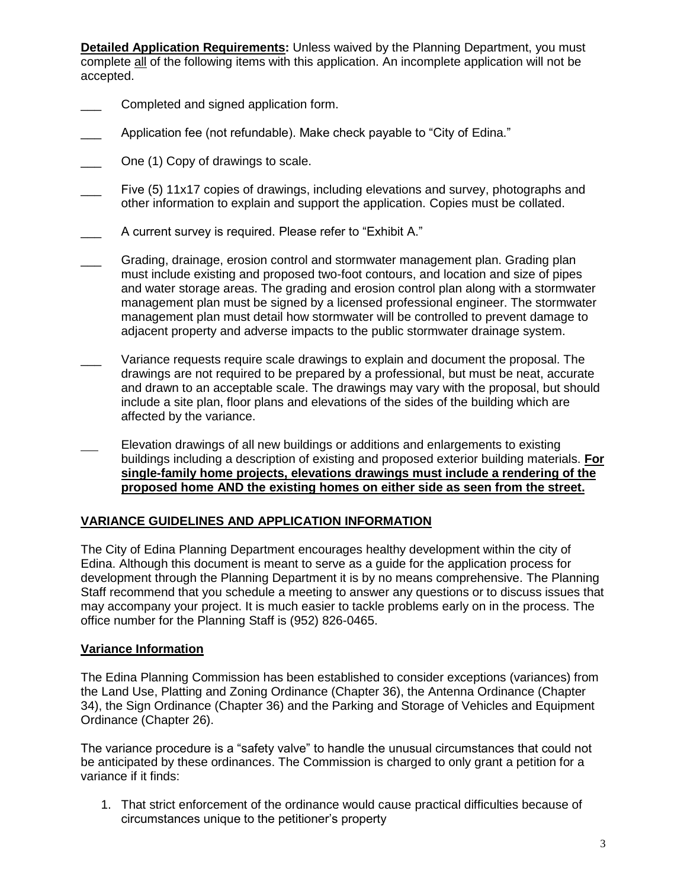**Detailed Application Requirements:** Unless waived by the Planning Department, you must complete all of the following items with this application. An incomplete application will not be accepted.

- \_\_\_ Completed and signed application form.
- \_\_\_ Application fee (not refundable). Make check payable to "City of Edina."
- \_\_\_ One (1) Copy of drawings to scale.
- \_\_\_ Five (5) 11x17 copies of drawings, including elevations and survey, photographs and other information to explain and support the application. Copies must be collated.
- \_\_\_ A current survey is required. Please refer to "Exhibit A."
- \_\_\_ Grading, drainage, erosion control and stormwater management plan. Grading plan must include existing and proposed two-foot contours, and location and size of pipes and water storage areas. The grading and erosion control plan along with a stormwater management plan must be signed by a licensed professional engineer. The stormwater management plan must detail how stormwater will be controlled to prevent damage to adjacent property and adverse impacts to the public stormwater drainage system.
- \_\_\_ Variance requests require scale drawings to explain and document the proposal. The drawings are not required to be prepared by a professional, but must be neat, accurate and drawn to an acceptable scale. The drawings may vary with the proposal, but should include a site plan, floor plans and elevations of the sides of the building which are affected by the variance.
- \_\_\_ Elevation drawings of all new buildings or additions and enlargements to existing buildings including a description of existing and proposed exterior building materials. **For single-family home projects, elevations drawings must include a rendering of the proposed home AND the existing homes on either side as seen from the street.**

## VARIANCE GUIDELINES AND APPLICATION INFORMATION

The City of Edina Planning Department encourages healthy development within the city of Edina. Although this document is meant to serve as a guide for the application process for development through the Planning Department it is by no means comprehensive. The Planning Staff recommend that you schedule a meeting to answer any questions or to discuss issues that may accompany your project. It is much easier to tackle problems early on in the process. The office number for the Planning Staff is (952) 826-0465.

### Variance Information

The Edina Planning Commission has been established to consider exceptions (variances) from the Land Use, Platting and Zoning Ordinance (Chapter 36), the Antenna Ordinance (Chapter 34), the Sign Ordinance (Chapter 36) and the Parking and Storage of Vehicles and Equipment Ordinance (Chapter 26).

The variance procedure is a "safety valve" to handle the unusual circumstances that could not be anticipated by these ordinances. The Commission is charged to only grant a petition for a variance if it finds:

1. That strict enforcement of the ordinance would cause practical difficulties because of circumstances unique to the petitioner's property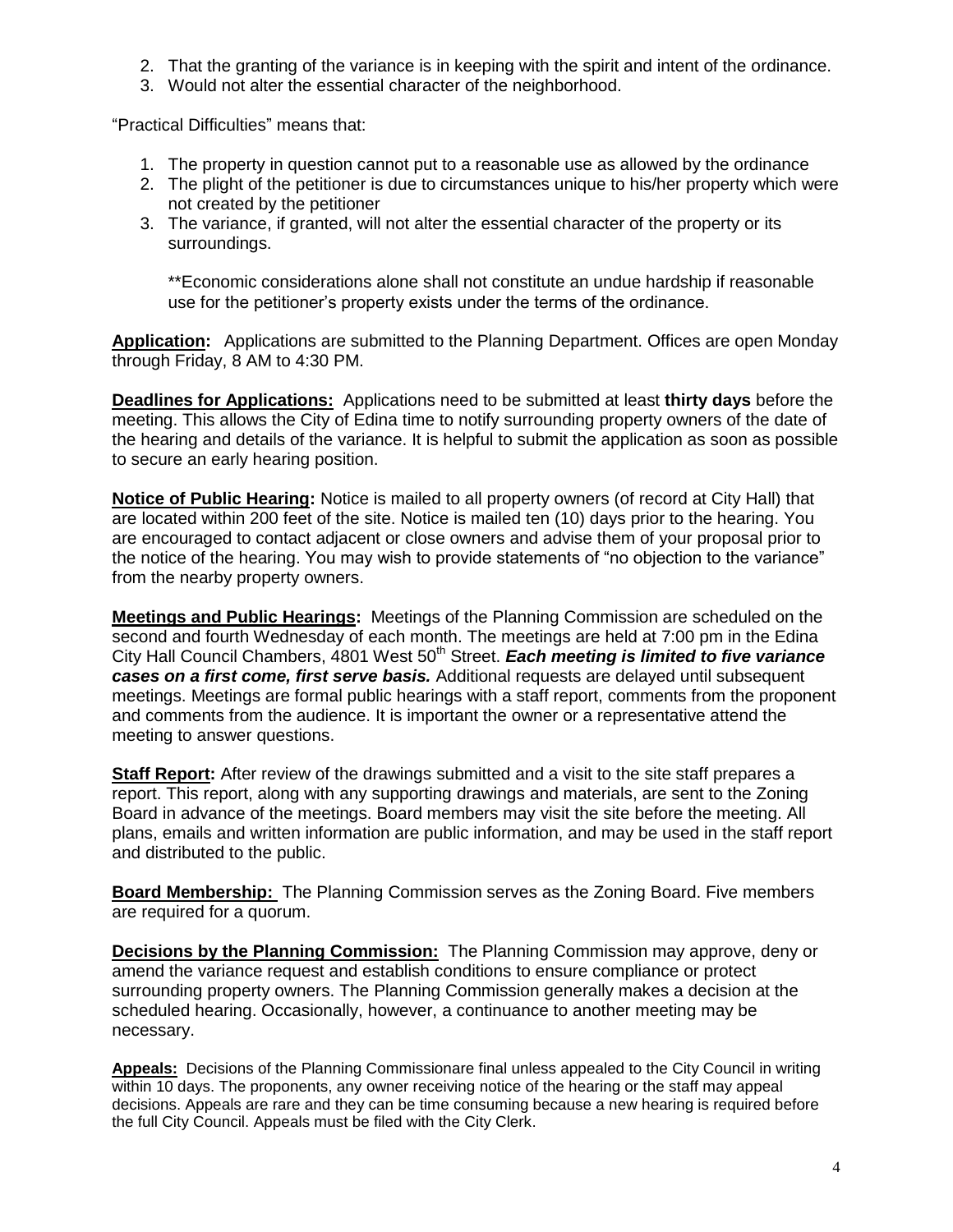2. That the granting of the variance is in keeping with the spirit and intent of the ordinance.
3. Would not alter the essential character of the neighborhood.

"Practical Difficulties" means that:

1. The property in question cannot put to a reasonable use as allowed by the ordinance
2. The plight of the petitioner is due to circumstances unique to his/her property which were not created by the petitioner
3. The variance, if granted, will not alter the essential character of the property or its surroundings.

   **Economic considerations alone shall not constitute an undue hardship if reasonable use for the petitioner's property exists under the terms of the ordinance.

**Application:** Applications are submitted to the Planning Department. Offices are open Monday through Friday, 8 AM to 4:30 PM.

**Deadlines for Applications:** Applications need to be submitted at least **thirty days** before the meeting. This allows the City of Edina time to notify surrounding property owners of the date of the hearing and details of the variance. It is helpful to submit the application as soon as possible to secure an early hearing position.

**Notice of Public Hearing:** Notice is mailed to all property owners (of record at City Hall) that are located within 200 feet of the site. Notice is mailed ten (10) days prior to the hearing. You are encouraged to contact adjacent or close owners and advise them of your proposal prior to the notice of the hearing. You may wish to provide statements of "no objection to the variance" from the nearby property owners.

**Meetings and Public Hearings:** Meetings of the Planning Commission are scheduled on the second and fourth Wednesday of each month. The meetings are held at 7:00 pm in the Edina City Hall Council Chambers, 4801 West 50th Street. ***Each meeting is limited to five variance cases on a first come, first serve basis.*** Additional requests are delayed until subsequent meetings. Meetings are formal public hearings with a staff report, comments from the proponent and comments from the audience. It is important the owner or a representative attend the meeting to answer questions.

**Staff Report:** After review of the drawings submitted and a visit to the site staff prepares a report. This report, along with any supporting drawings and materials, are sent to the Zoning Board in advance of the meetings. Board members may visit the site before the meeting. All plans, emails and written information are public information, and may be used in the staff report and distributed to the public.

**Board Membership:** The Planning Commission serves as the Zoning Board. Five members are required for a quorum.

**Decisions by the Planning Commission:** The Planning Commission may approve, deny or amend the variance request and establish conditions to ensure compliance or protect surrounding property owners. The Planning Commission generally makes a decision at the scheduled hearing. Occasionally, however, a continuance to another meeting may be necessary.

**Appeals:** Decisions of the Planning Commissionare final unless appealed to the City Council in writing within 10 days. The proponents, any owner receiving notice of the hearing or the staff may appeal decisions. Appeals are rare and they can be time consuming because a new hearing is required before the full City Council. Appeals must be filed with the City Clerk.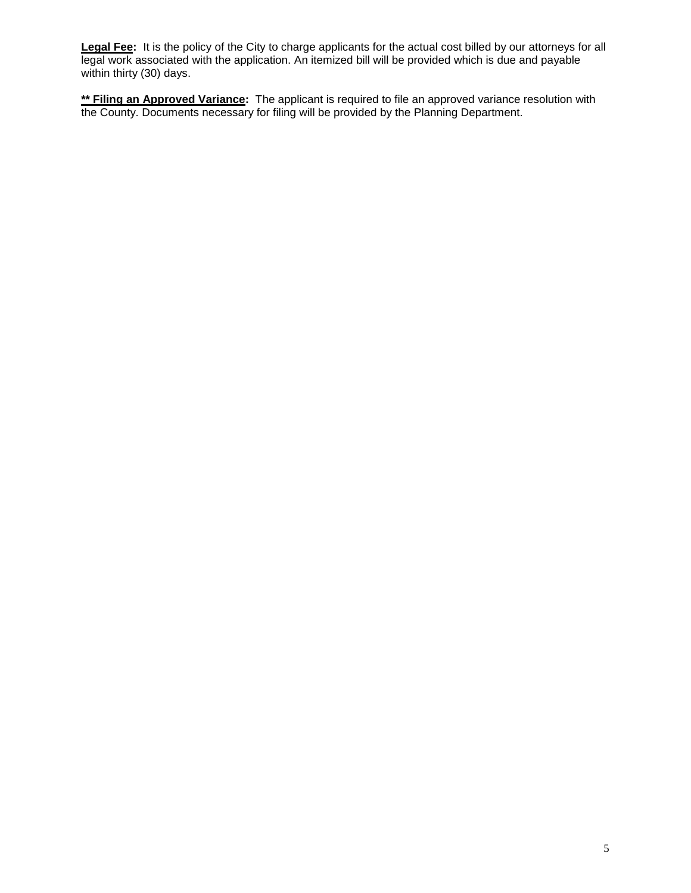**Legal Fee:** It is the policy of the City to charge applicants for the actual cost billed by our attorneys for all legal work associated with the application. An itemized bill will be provided which is due and payable within thirty (30) days.

**** Filing an Approved Variance:** The applicant is required to file an approved variance resolution with the County. Documents necessary for filing will be provided by the Planning Department.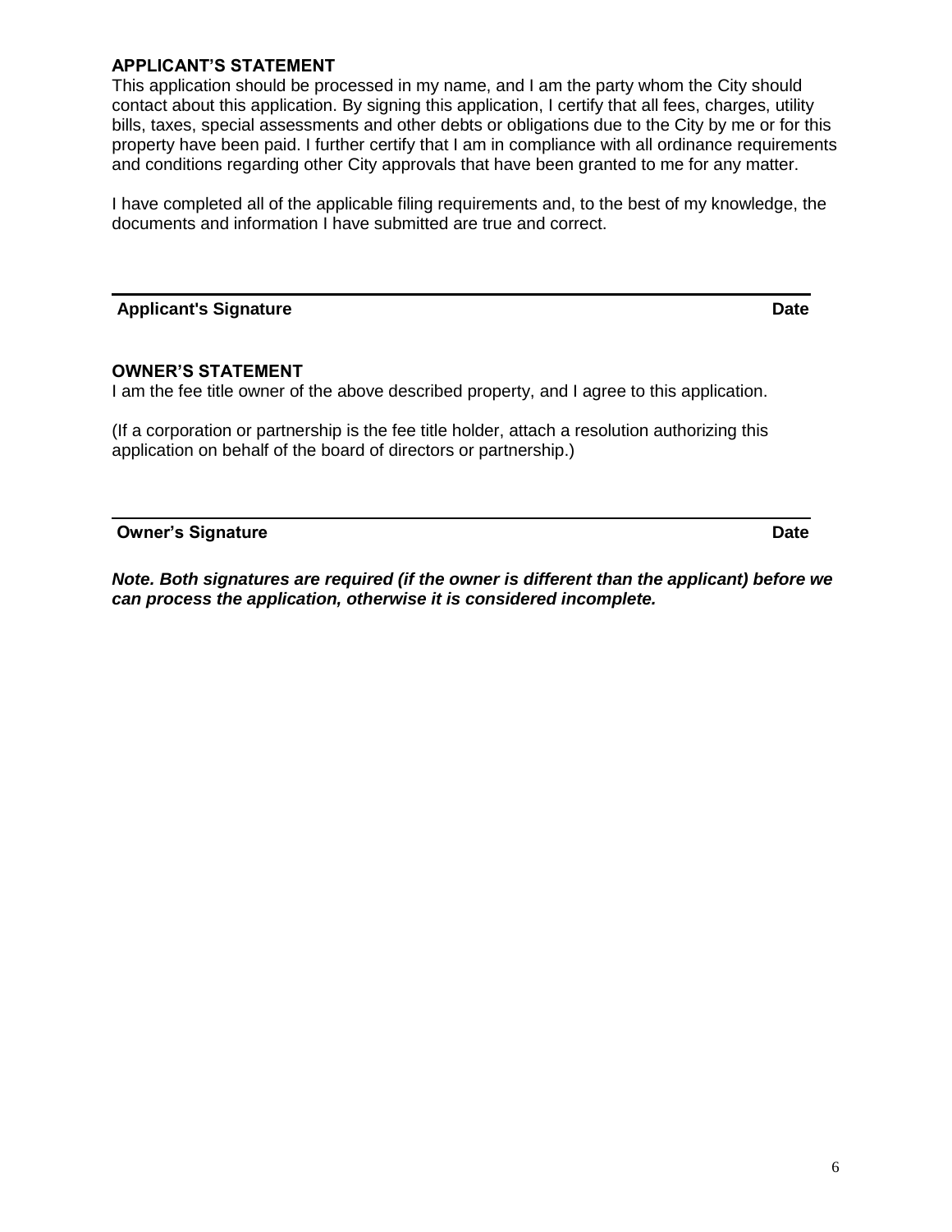## APPLICANT'S STATEMENT

This application should be processed in my name, and I am the party whom the City should contact about this application. By signing this application, I certify that all fees, charges, utility bills, taxes, special assessments and other debts or obligations due to the City by me or for this property have been paid. I further certify that I am in compliance with all ordinance requirements and conditions regarding other City approvals that have been granted to me for any matter.

I have completed all of the applicable filing requirements and, to the best of my knowledge, the documents and information I have submitted are true and correct.

---

**Applicant's Signature** **Date**

## OWNER'S STATEMENT

I am the fee title owner of the above described property, and I agree to this application.

(If a corporation or partnership is the fee title holder, attach a resolution authorizing this application on behalf of the board of directors or partnership.)

---

**Owner's Signature** **Date**

***Note. Both signatures are required (if the owner is different than the applicant) before we can process the application, otherwise it is considered incomplete.***